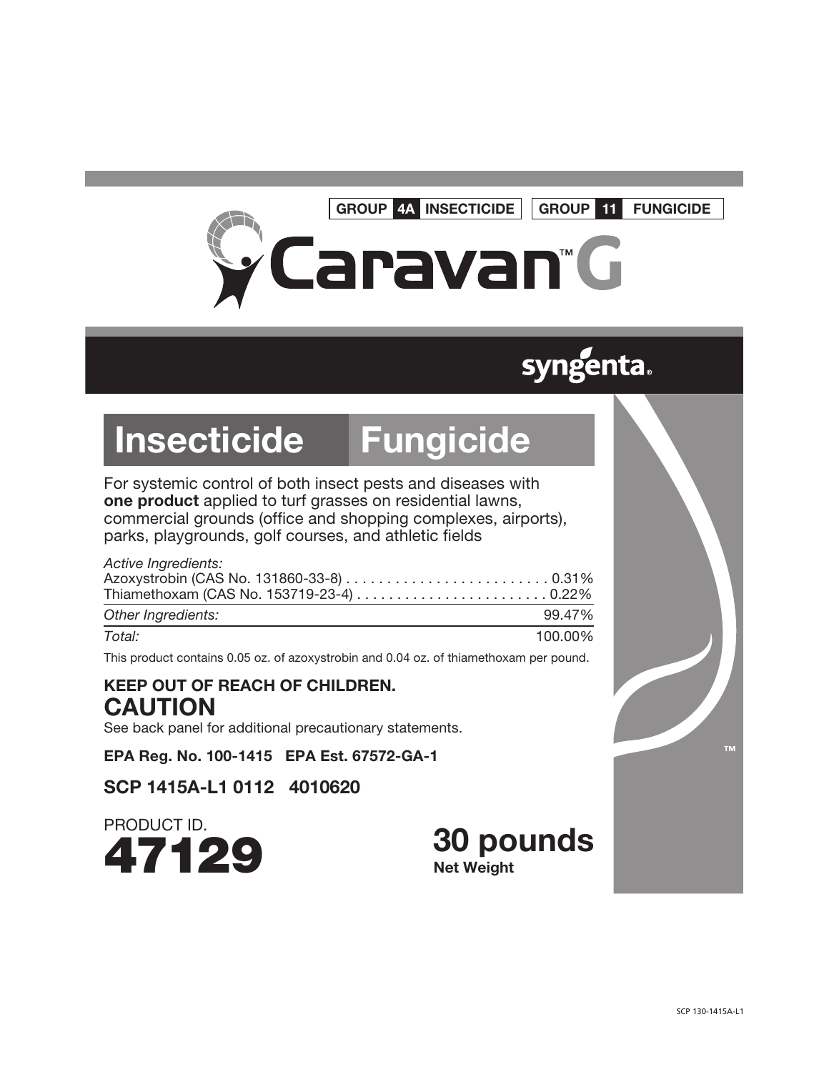**GROUP 4A INSECTICIDE** **GROUP 11 FUNGICIDE**

# Caravan™ G

syngenta®

## Insecticide Fungicide

For systemic control of both insect pests and diseases with **one product** applied to turf grasses on residential lawns, commercial grounds (office and shopping complexes, airports), parks, playgrounds, golf courses, and athletic fields

| *Active Ingredients:* | |
|---|---|
| Azoxystrobin (CAS No. 131860-33-8) | 0.31% |
| Thiamethoxam (CAS No. 153719-23-4) | 0.22% |
| *Other Ingredients:* | 99.47% |
| *Total:* | 100.00% |

This product contains 0.05 oz. of azoxystrobin and 0.04 oz. of thiamethoxam per pound.

**KEEP OUT OF REACH OF CHILDREN.**

## CAUTION

See back panel for additional precautionary statements.

**EPA Reg. No. 100-1415 EPA Est. 67572-GA-1**

**SCP 1415A-L1 0112 4010620**

PRODUCT ID.
**47129**

**30 pounds**
**Net Weight**

SCP 130-1415A-L1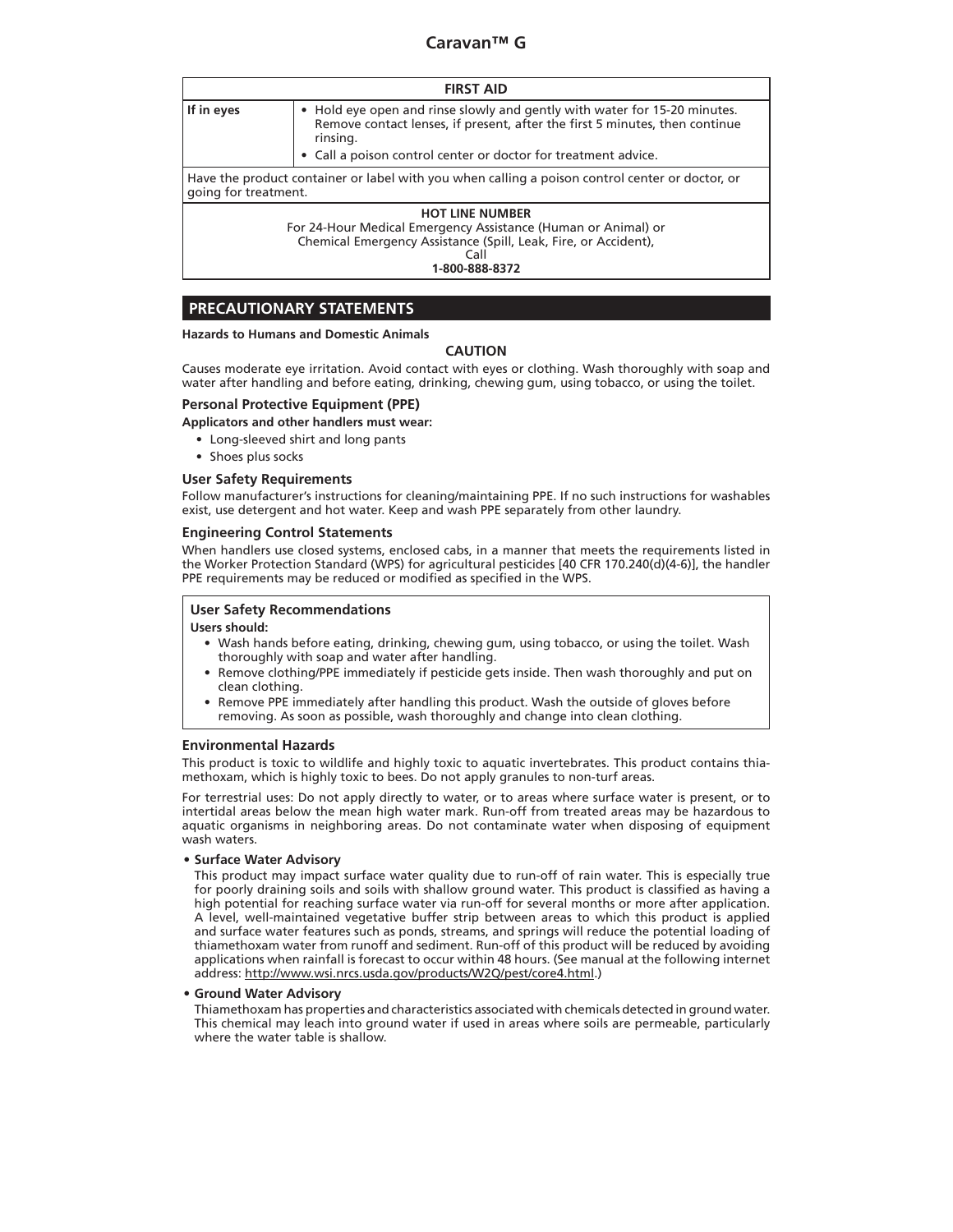# Caravan™ G

| FIRST AID | |
|---|---|
| **If in eyes** | • Hold eye open and rinse slowly and gently with water for 15-20 minutes. Remove contact lenses, if present, after the first 5 minutes, then continue rinsing.<br>• Call a poison control center or doctor for treatment advice. |
| Have the product container or label with you when calling a poison control center or doctor, or going for treatment. | |
| **HOT LINE NUMBER**<br>For 24-Hour Medical Emergency Assistance (Human or Animal) or<br>Chemical Emergency Assistance (Spill, Leak, Fire, or Accident),<br>Call<br>**1-800-888-8372** | |

## PRECAUTIONARY STATEMENTS

**Hazards to Humans and Domestic Animals**

**CAUTION**

Causes moderate eye irritation. Avoid contact with eyes or clothing. Wash thoroughly with soap and water after handling and before eating, drinking, chewing gum, using tobacco, or using the toilet.

### Personal Protective Equipment (PPE)

**Applicators and other handlers must wear:**

- Long-sleeved shirt and long pants
- Shoes plus socks

### User Safety Requirements

Follow manufacturer's instructions for cleaning/maintaining PPE. If no such instructions for washables exist, use detergent and hot water. Keep and wash PPE separately from other laundry.

### Engineering Control Statements

When handlers use closed systems, enclosed cabs, in a manner that meets the requirements listed in the Worker Protection Standard (WPS) for agricultural pesticides [40 CFR 170.240(d)(4-6)], the handler PPE requirements may be reduced or modified as specified in the WPS.

### User Safety Recommendations

**Users should:**

- Wash hands before eating, drinking, chewing gum, using tobacco, or using the toilet. Wash thoroughly with soap and water after handling.
- Remove clothing/PPE immediately if pesticide gets inside. Then wash thoroughly and put on clean clothing.
- Remove PPE immediately after handling this product. Wash the outside of gloves before removing. As soon as possible, wash thoroughly and change into clean clothing.

### Environmental Hazards

This product is toxic to wildlife and highly toxic to aquatic invertebrates. This product contains thiamethoxam, which is highly toxic to bees. Do not apply granules to non-turf areas.

For terrestrial uses: Do not apply directly to water, or to areas where surface water is present, or to intertidal areas below the mean high water mark. Run-off from treated areas may be hazardous to aquatic organisms in neighboring areas. Do not contaminate water when disposing of equipment wash waters.

- **Surface Water Advisory**

  This product may impact surface water quality due to run-off of rain water. This is especially true for poorly draining soils and soils with shallow ground water. This product is classified as having a high potential for reaching surface water via run-off for several months or more after application. A level, well-maintained vegetative buffer strip between areas to which this product is applied and surface water features such as ponds, streams, and springs will reduce the potential loading of thiamethoxam water from runoff and sediment. Run-off of this product will be reduced by avoiding applications when rainfall is forecast to occur within 48 hours. (See manual at the following internet address: http://www.wsi.nrcs.usda.gov/products/W2Q/pest/core4.html.)

- **Ground Water Advisory**

  Thiamethoxam has properties and characteristics associated with chemicals detected in ground water. This chemical may leach into ground water if used in areas where soils are permeable, particularly where the water table is shallow.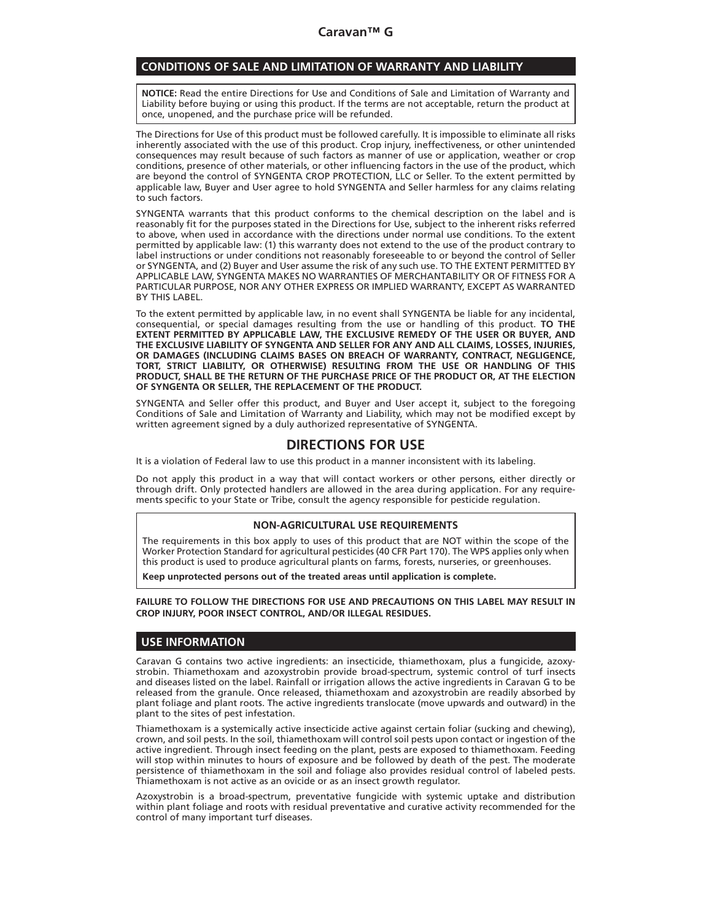## CONDITIONS OF SALE AND LIMITATION OF WARRANTY AND LIABILITY

**NOTICE:** Read the entire Directions for Use and Conditions of Sale and Limitation of Warranty and Liability before buying or using this product. If the terms are not acceptable, return the product at once, unopened, and the purchase price will be refunded.

The Directions for Use of this product must be followed carefully. It is impossible to eliminate all risks inherently associated with the use of this product. Crop injury, ineffectiveness, or other unintended consequences may result because of such factors as manner of use or application, weather or crop conditions, presence of other materials, or other influencing factors in the use of the product, which are beyond the control of SYNGENTA CROP PROTECTION, LLC or Seller. To the extent permitted by applicable law, Buyer and User agree to hold SYNGENTA and Seller harmless for any claims relating to such factors.

SYNGENTA warrants that this product conforms to the chemical description on the label and is reasonably fit for the purposes stated in the Directions for Use, subject to the inherent risks referred to above, when used in accordance with the directions under normal use conditions. To the extent permitted by applicable law: (1) this warranty does not extend to the use of the product contrary to label instructions or under conditions not reasonably foreseeable to or beyond the control of Seller or SYNGENTA, and (2) Buyer and User assume the risk of any such use. TO THE EXTENT PERMITTED BY APPLICABLE LAW, SYNGENTA MAKES NO WARRANTIES OF MERCHANTABILITY OR OF FITNESS FOR A PARTICULAR PURPOSE, NOR ANY OTHER EXPRESS OR IMPLIED WARRANTY, EXCEPT AS WARRANTED BY THIS LABEL.

To the extent permitted by applicable law, in no event shall SYNGENTA be liable for any incidental, consequential, or special damages resulting from the use or handling of this product. **TO THE EXTENT PERMITTED BY APPLICABLE LAW, THE EXCLUSIVE REMEDY OF THE USER OR BUYER, AND THE EXCLUSIVE LIABILITY OF SYNGENTA AND SELLER FOR ANY AND ALL CLAIMS, LOSSES, INJURIES, OR DAMAGES (INCLUDING CLAIMS BASES ON BREACH OF WARRANTY, CONTRACT, NEGLIGENCE, TORT, STRICT LIABILITY, OR OTHERWISE) RESULTING FROM THE USE OR HANDLING OF THIS PRODUCT, SHALL BE THE RETURN OF THE PURCHASE PRICE OF THE PRODUCT OR, AT THE ELECTION OF SYNGENTA OR SELLER, THE REPLACEMENT OF THE PRODUCT.**

SYNGENTA and Seller offer this product, and Buyer and User accept it, subject to the foregoing Conditions of Sale and Limitation of Warranty and Liability, which may not be modified except by written agreement signed by a duly authorized representative of SYNGENTA.

# DIRECTIONS FOR USE

It is a violation of Federal law to use this product in a manner inconsistent with its labeling.

Do not apply this product in a way that will contact workers or other persons, either directly or through drift. Only protected handlers are allowed in the area during application. For any requirements specific to your State or Tribe, consult the agency responsible for pesticide regulation.

**NON-AGRICULTURAL USE REQUIREMENTS**

The requirements in this box apply to uses of this product that are NOT within the scope of the Worker Protection Standard for agricultural pesticides (40 CFR Part 170). The WPS applies only when this product is used to produce agricultural plants on farms, forests, nurseries, or greenhouses.

**Keep unprotected persons out of the treated areas until application is complete.**

**FAILURE TO FOLLOW THE DIRECTIONS FOR USE AND PRECAUTIONS ON THIS LABEL MAY RESULT IN CROP INJURY, POOR INSECT CONTROL, AND/OR ILLEGAL RESIDUES.**

## USE INFORMATION

Caravan G contains two active ingredients: an insecticide, thiamethoxam, plus a fungicide, azoxystrobin. Thiamethoxam and azoxystrobin provide broad-spectrum, systemic control of turf insects and diseases listed on the label. Rainfall or irrigation allows the active ingredients in Caravan G to be released from the granule. Once released, thiamethoxam and azoxystrobin are readily absorbed by plant foliage and plant roots. The active ingredients translocate (move upwards and outward) in the plant to the sites of pest infestation.

Thiamethoxam is a systemically active insecticide active against certain foliar (sucking and chewing), crown, and soil pests. In the soil, thiamethoxam will control soil pests upon contact or ingestion of the active ingredient. Through insect feeding on the plant, pests are exposed to thiamethoxam. Feeding will stop within minutes to hours of exposure and be followed by death of the pest. The moderate persistence of thiamethoxam in the soil and foliage also provides residual control of labeled pests. Thiamethoxam is not active as an ovicide or as an insect growth regulator.

Azoxystrobin is a broad-spectrum, preventative fungicide with systemic uptake and distribution within plant foliage and roots with residual preventative and curative activity recommended for the control of many important turf diseases.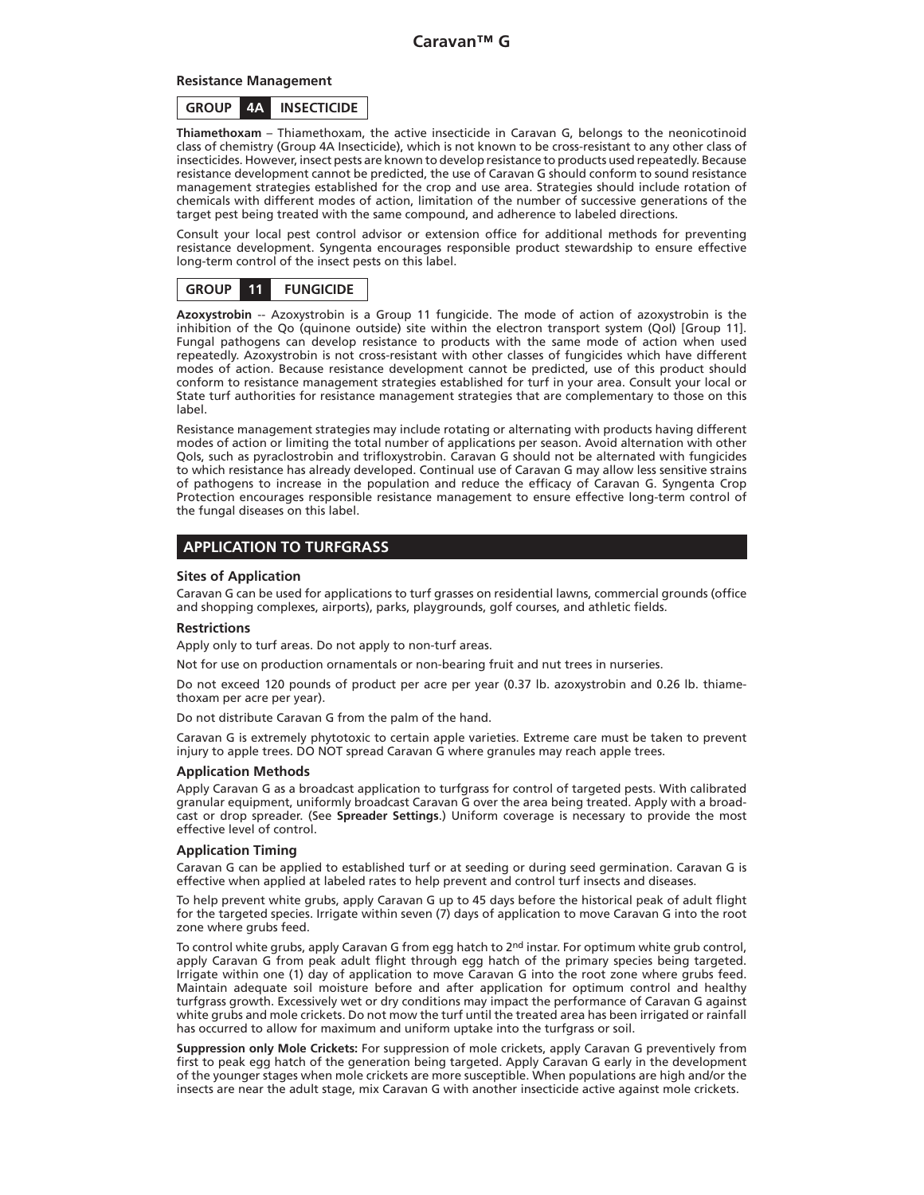## Resistance Management

**GROUP 4A INSECTICIDE**

**Thiamethoxam** – Thiamethoxam, the active insecticide in Caravan G, belongs to the neonicotinoid class of chemistry (Group 4A Insecticide), which is not known to be cross-resistant to any other class of insecticides. However, insect pests are known to develop resistance to products used repeatedly. Because resistance development cannot be predicted, the use of Caravan G should conform to sound resistance management strategies established for the crop and use area. Strategies should include rotation of chemicals with different modes of action, limitation of the number of successive generations of the target pest being treated with the same compound, and adherence to labeled directions.

Consult your local pest control advisor or extension office for additional methods for preventing resistance development. Syngenta encourages responsible product stewardship to ensure effective long-term control of the insect pests on this label.

**GROUP 11 FUNGICIDE**

**Azoxystrobin** -- Azoxystrobin is a Group 11 fungicide. The mode of action of azoxystrobin is the inhibition of the Qo (quinone outside) site within the electron transport system (QoI) [Group 11]. Fungal pathogens can develop resistance to products with the same mode of action when used repeatedly. Azoxystrobin is not cross-resistant with other classes of fungicides which have different modes of action. Because resistance development cannot be predicted, use of this product should conform to resistance management strategies established for turf in your area. Consult your local or State turf authorities for resistance management strategies that are complementary to those on this label.

Resistance management strategies may include rotating or alternating with products having different modes of action or limiting the total number of applications per season. Avoid alternation with other QoIs, such as pyraclostrobin and trifloxystrobin. Caravan G should not be alternated with fungicides to which resistance has already developed. Continual use of Caravan G may allow less sensitive strains of pathogens to increase in the population and reduce the efficacy of Caravan G. Syngenta Crop Protection encourages responsible resistance management to ensure effective long-term control of the fungal diseases on this label.

## APPLICATION TO TURFGRASS

### Sites of Application

Caravan G can be used for applications to turf grasses on residential lawns, commercial grounds (office and shopping complexes, airports), parks, playgrounds, golf courses, and athletic fields.

### Restrictions

Apply only to turf areas. Do not apply to non-turf areas.

Not for use on production ornamentals or non-bearing fruit and nut trees in nurseries.

Do not exceed 120 pounds of product per acre per year (0.37 lb. azoxystrobin and 0.26 lb. thiamethoxam per acre per year).

Do not distribute Caravan G from the palm of the hand.

Caravan G is extremely phytotoxic to certain apple varieties. Extreme care must be taken to prevent injury to apple trees. DO NOT spread Caravan G where granules may reach apple trees.

### Application Methods

Apply Caravan G as a broadcast application to turfgrass for control of targeted pests. With calibrated granular equipment, uniformly broadcast Caravan G over the area being treated. Apply with a broadcast or drop spreader. (See **Spreader Settings**.) Uniform coverage is necessary to provide the most effective level of control.

### Application Timing

Caravan G can be applied to established turf or at seeding or during seed germination. Caravan G is effective when applied at labeled rates to help prevent and control turf insects and diseases.

To help prevent white grubs, apply Caravan G up to 45 days before the historical peak of adult flight for the targeted species. Irrigate within seven (7) days of application to move Caravan G into the root zone where grubs feed.

To control white grubs, apply Caravan G from egg hatch to 2nd instar. For optimum white grub control, apply Caravan G from peak adult flight through egg hatch of the primary species being targeted. Irrigate within one (1) day of application to move Caravan G into the root zone where grubs feed. Maintain adequate soil moisture before and after application for optimum control and healthy turfgrass growth. Excessively wet or dry conditions may impact the performance of Caravan G against white grubs and mole crickets. Do not mow the turf until the treated area has been irrigated or rainfall has occurred to allow for maximum and uniform uptake into the turfgrass or soil.

**Suppression only Mole Crickets:** For suppression of mole crickets, apply Caravan G preventively from first to peak egg hatch of the generation being targeted. Apply Caravan G early in the development of the younger stages when mole crickets are more susceptible. When populations are high and/or the insects are near the adult stage, mix Caravan G with another insecticide active against mole crickets.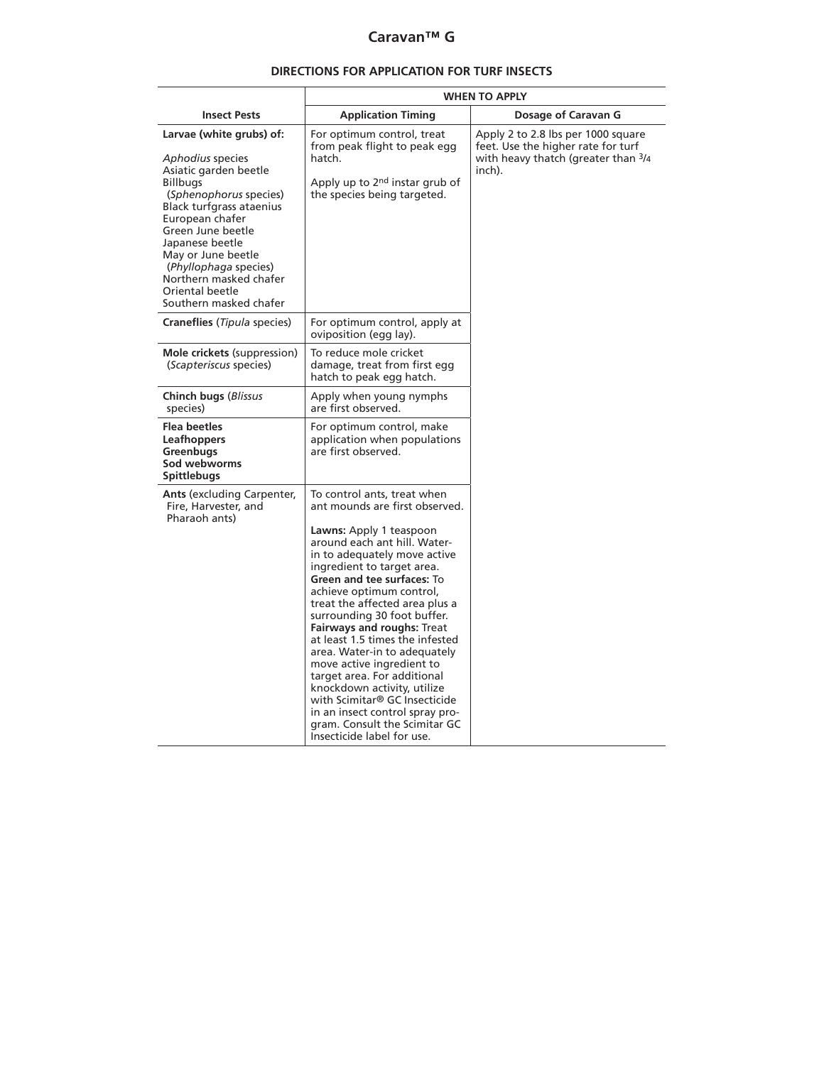# Caravan™ G

## DIRECTIONS FOR APPLICATION FOR TURF INSECTS

| | WHEN TO APPLY | |
|---|---|---|
| **Insect Pests** | **Application Timing** | **Dosage of Caravan G** |
| **Larvae (white grubs) of:**<br><br>*Aphodius* species<br>Asiatic garden beetle<br>Billbugs (*Sphenophorus* species)<br>Black turfgrass ataenius<br>European chafer<br>Green June beetle<br>Japanese beetle<br>May or June beetle (*Phyllophaga* species)<br>Northern masked chafer<br>Oriental beetle<br>Southern masked chafer | For optimum control, treat from peak flight to peak egg hatch.<br><br>Apply up to 2nd instar grub of the species being targeted. | Apply 2 to 2.8 lbs per 1000 square feet. Use the higher rate for turf with heavy thatch (greater than 3/4 inch). |
| **Craneflies** (*Tipula* species) | For optimum control, apply at oviposition (egg lay). | |
| **Mole crickets** (suppression) (*Scapteriscus* species) | To reduce mole cricket damage, treat from first egg hatch to peak egg hatch. | |
| **Chinch bugs** (*Blissus* species) | Apply when young nymphs are first observed. | |
| **Flea beetles**<br>**Leafhoppers**<br>**Greenbugs**<br>**Sod webworms**<br>**Spittlebugs** | For optimum control, make application when populations are first observed. | |
| **Ants** (excluding Carpenter, Fire, Harvester, and Pharaoh ants) | To control ants, treat when ant mounds are first observed.<br><br>**Lawns:** Apply 1 teaspoon around each ant hill. Water-in to adequately move active ingredient to target area.<br>**Green and tee surfaces:** To achieve optimum control, treat the affected area plus a surrounding 30 foot buffer.<br>**Fairways and roughs:** Treat at least 1.5 times the infested area. Water-in to adequately move active ingredient to target area. For additional knockdown activity, utilize with Scimitar® GC Insecticide in an insect control spray program. Consult the Scimitar GC Insecticide label for use. | |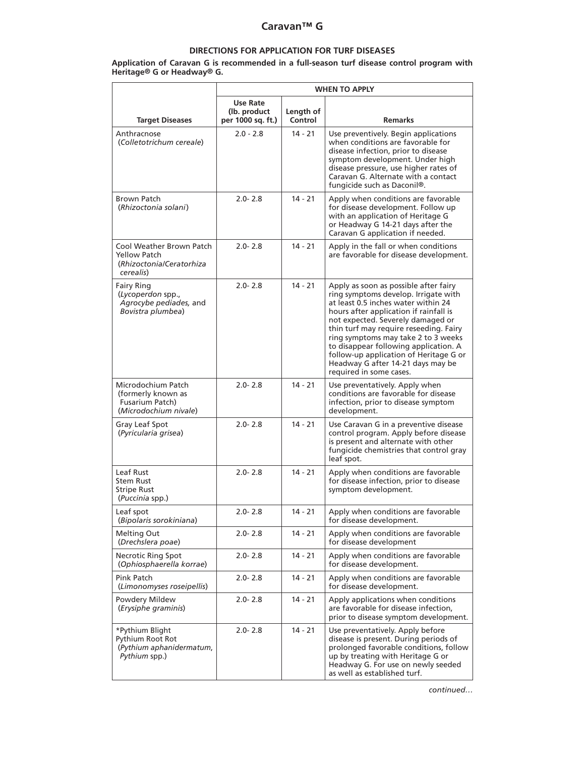# Caravan™ G

## DIRECTIONS FOR APPLICATION FOR TURF DISEASES

**Application of Caravan G is recommended in a full-season turf disease control program with Heritage® G or Headway® G.**

| Target Diseases | WHEN TO APPLY | | |
|---|---|---|---|
| | **Use Rate (lb. product per 1000 sq. ft.)** | **Length of Control** | **Remarks** |
| Anthracnose (*Colletotrichum cereale*) | 2.0 - 2.8 | 14 - 21 | Use preventively. Begin applications when conditions are favorable for disease infection, prior to disease symptom development. Under high disease pressure, use higher rates of Caravan G. Alternate with a contact fungicide such as Daconil®. |
| Brown Patch (*Rhizoctonia solani*) | 2.0- 2.8 | 14 - 21 | Apply when conditions are favorable for disease development. Follow up with an application of Heritage G or Headway G 14-21 days after the Caravan G application if needed. |
| Cool Weather Brown Patch Yellow Patch (*Rhizoctonia/Ceratorhiza cerealis*) | 2.0- 2.8 | 14 - 21 | Apply in the fall or when conditions are favorable for disease development. |
| Fairy Ring (*Lycoperdon* spp., *Agrocybe pediades,* and *Bovistra plumbea*) | 2.0- 2.8 | 14 - 21 | Apply as soon as possible after fairy ring symptoms develop. Irrigate with at least 0.5 inches water within 24 hours after application if rainfall is not expected. Severely damaged or thin turf may require reseeding. Fairy ring symptoms may take 2 to 3 weeks to disappear following application. A follow-up application of Heritage G or Headway G after 14-21 days may be required in some cases. |
| Microdochium Patch (formerly known as Fusarium Patch) (*Microdochium nivale*) | 2.0- 2.8 | 14 - 21 | Use preventatively. Apply when conditions are favorable for disease infection, prior to disease symptom development. |
| Gray Leaf Spot (*Pyricularia grisea*) | 2.0- 2.8 | 14 - 21 | Use Caravan G in a preventive disease control program. Apply before disease is present and alternate with other fungicide chemistries that control gray leaf spot. |
| Leaf Rust Stem Rust Stripe Rust (*Puccinia* spp.) | 2.0- 2.8 | 14 - 21 | Apply when conditions are favorable for disease infection, prior to disease symptom development. |
| Leaf spot (*Bipolaris sorokiniana*) | 2.0- 2.8 | 14 - 21 | Apply when conditions are favorable for disease development. |
| Melting Out (*Drechslera poae*) | 2.0- 2.8 | 14 - 21 | Apply when conditions are favorable for disease development |
| Necrotic Ring Spot (*Ophiosphaerella korrae*) | 2.0- 2.8 | 14 - 21 | Apply when conditions are favorable for disease development. |
| Pink Patch (*Limonomyses roseipellis*) | 2.0- 2.8 | 14 - 21 | Apply when conditions are favorable for disease development. |
| Powdery Mildew (*Erysiphe graminis*) | 2.0- 2.8 | 14 - 21 | Apply applications when conditions are favorable for disease infection, prior to disease symptom development. |
| *Pythium Blight Pythium Root Rot (*Pythium aphanidermatum*, *Pythium* spp.) | 2.0- 2.8 | 14 - 21 | Use preventatively. Apply before disease is present. During periods of prolonged favorable conditions, follow up by treating with Heritage G or Headway G. For use on newly seeded as well as established turf. |

*continued…*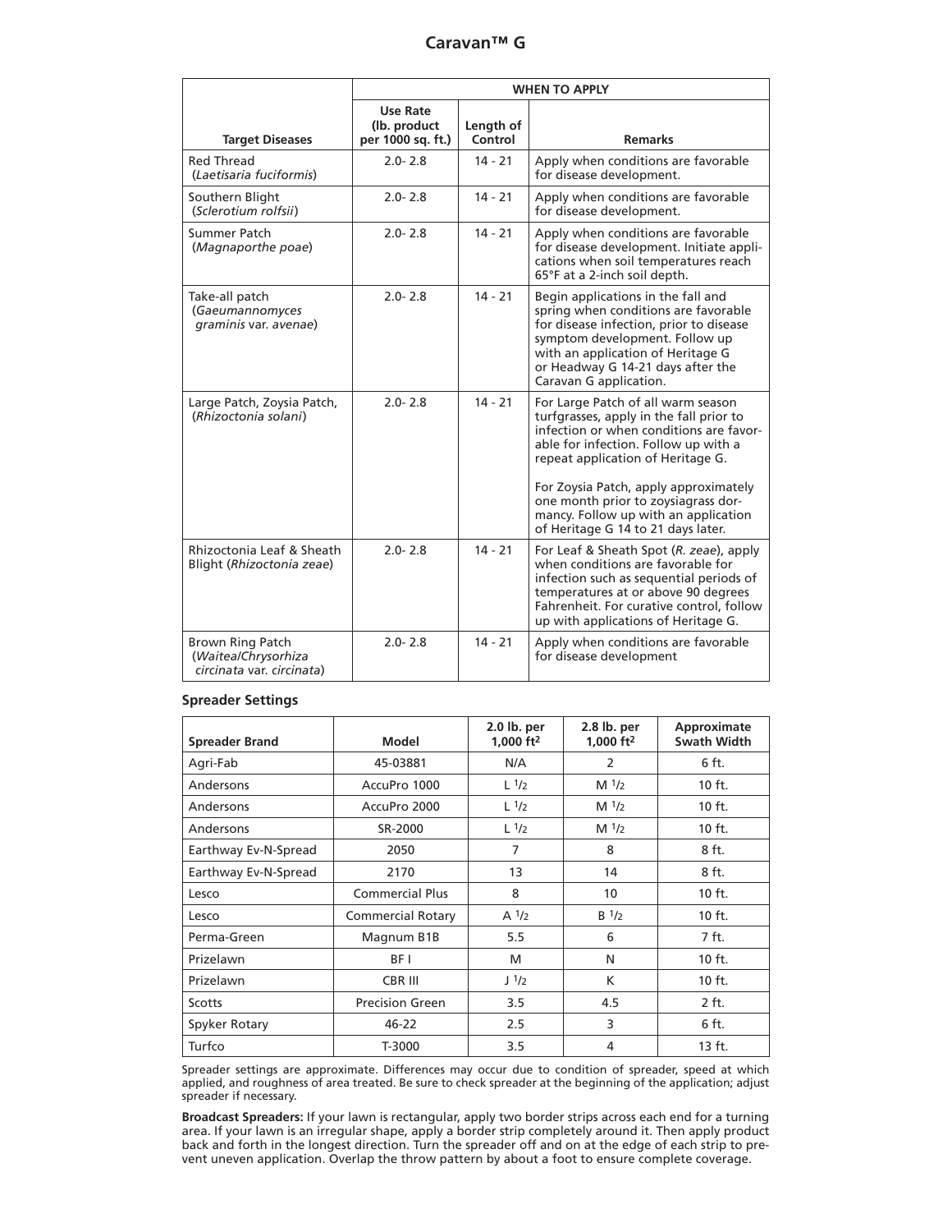## Caravan™ G

| | WHEN TO APPLY | | |
|---|---|---|---|
| **Target Diseases** | **Use Rate (lb. product per 1000 sq. ft.)** | **Length of Control** | **Remarks** |
| Red Thread (*Laetisaria fuciformis*) | 2.0- 2.8 | 14 - 21 | Apply when conditions are favorable for disease development. |
| Southern Blight (*Sclerotium rolfsii*) | 2.0- 2.8 | 14 - 21 | Apply when conditions are favorable for disease development. |
| Summer Patch (*Magnaporthe poae*) | 2.0- 2.8 | 14 - 21 | Apply when conditions are favorable for disease development. Initiate applications when soil temperatures reach 65°F at a 2-inch soil depth. |
| Take-all patch (*Gaeumannomyces graminis* var. *avenae*) | 2.0- 2.8 | 14 - 21 | Begin applications in the fall and spring when conditions are favorable for disease infection, prior to disease symptom development. Follow up with an application of Heritage G or Headway G 14-21 days after the Caravan G application. |
| Large Patch, Zoysia Patch, (*Rhizoctonia solani*) | 2.0- 2.8 | 14 - 21 | For Large Patch of all warm season turfgrasses, apply in the fall prior to infection or when conditions are favorable for infection. Follow up with a repeat application of Heritage G.<br><br>For Zoysia Patch, apply approximately one month prior to zoysiagrass dormancy. Follow up with an application of Heritage G 14 to 21 days later. |
| Rhizoctonia Leaf & Sheath Blight (*Rhizoctonia zeae*) | 2.0- 2.8 | 14 - 21 | For Leaf & Sheath Spot (*R. zeae*), apply when conditions are favorable for infection such as sequential periods of temperatures at or above 90 degrees Fahrenheit. For curative control, follow up with applications of Heritage G. |
| Brown Ring Patch (*Waitea/Chrysorhiza circinata* var. *circinata*) | 2.0- 2.8 | 14 - 21 | Apply when conditions are favorable for disease development |

### Spreader Settings

| Spreader Brand | Model | 2.0 lb. per 1,000 ft² | 2.8 lb. per 1,000 ft² | Approximate Swath Width |
|---|---|---|---|---|
| Agri-Fab | 45-03881 | N/A | 2 | 6 ft. |
| Andersons | AccuPro 1000 | L 1/2 | M 1/2 | 10 ft. |
| Andersons | AccuPro 2000 | L 1/2 | M 1/2 | 10 ft. |
| Andersons | SR-2000 | L 1/2 | M 1/2 | 10 ft. |
| Earthway Ev-N-Spread | 2050 | 7 | 8 | 8 ft. |
| Earthway Ev-N-Spread | 2170 | 13 | 14 | 8 ft. |
| Lesco | Commercial Plus | 8 | 10 | 10 ft. |
| Lesco | Commercial Rotary | A 1/2 | B 1/2 | 10 ft. |
| Perma-Green | Magnum B1B | 5.5 | 6 | 7 ft. |
| Prizelawn | BF I | M | N | 10 ft. |
| Prizelawn | CBR III | J 1/2 | K | 10 ft. |
| Scotts | Precision Green | 3.5 | 4.5 | 2 ft. |
| Spyker Rotary | 46-22 | 2.5 | 3 | 6 ft. |
| Turfco | T-3000 | 3.5 | 4 | 13 ft. |

Spreader settings are approximate. Differences may occur due to condition of spreader, speed at which applied, and roughness of area treated. Be sure to check spreader at the beginning of the application; adjust spreader if necessary.

**Broadcast Spreaders:** If your lawn is rectangular, apply two border strips across each end for a turning area. If your lawn is an irregular shape, apply a border strip completely around it. Then apply product back and forth in the longest direction. Turn the spreader off and on at the edge of each strip to prevent uneven application. Overlap the throw pattern by about a foot to ensure complete coverage.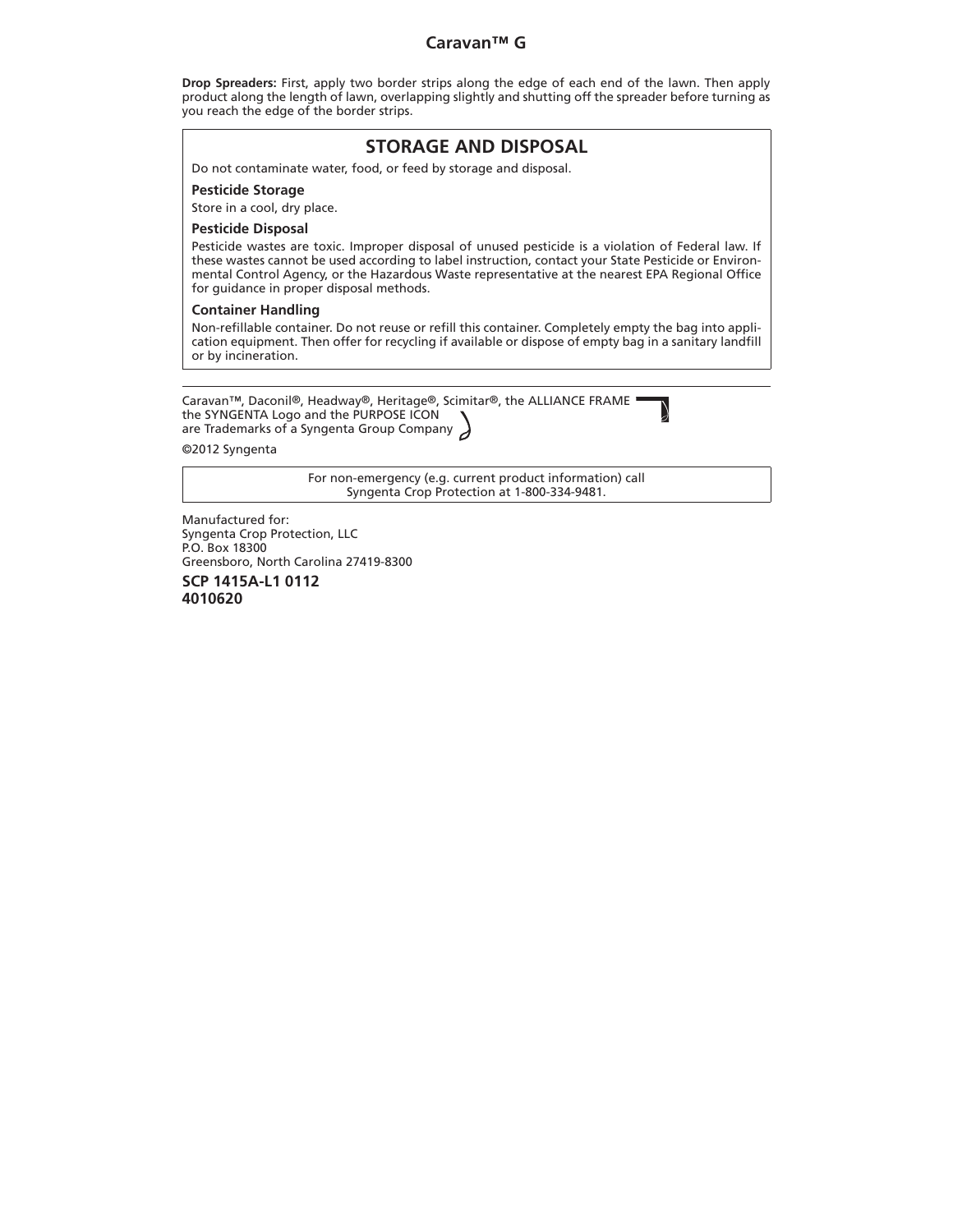**Drop Spreaders:** First, apply two border strips along the edge of each end of the lawn. Then apply product along the length of lawn, overlapping slightly and shutting off the spreader before turning as you reach the edge of the border strips.

## STORAGE AND DISPOSAL

Do not contaminate water, food, or feed by storage and disposal.

**Pesticide Storage**

Store in a cool, dry place.

**Pesticide Disposal**

Pesticide wastes are toxic. Improper disposal of unused pesticide is a violation of Federal law. If these wastes cannot be used according to label instruction, contact your State Pesticide or Environmental Control Agency, or the Hazardous Waste representative at the nearest EPA Regional Office for guidance in proper disposal methods.

**Container Handling**

Non-refillable container. Do not reuse or refill this container. Completely empty the bag into application equipment. Then offer for recycling if available or dispose of empty bag in a sanitary landfill or by incineration.

---

Caravan™, Daconil®, Headway®, Heritage®, Scimitar®, the ALLIANCE FRAME the SYNGENTA Logo and the PURPOSE ICON are Trademarks of a Syngenta Group Company

©2012 Syngenta

For non-emergency (e.g. current product information) call Syngenta Crop Protection at 1-800-334-9481.

Manufactured for:
Syngenta Crop Protection, LLC
P.O. Box 18300
Greensboro, North Carolina 27419-8300

**SCP 1415A-L1 0112**
**4010620**